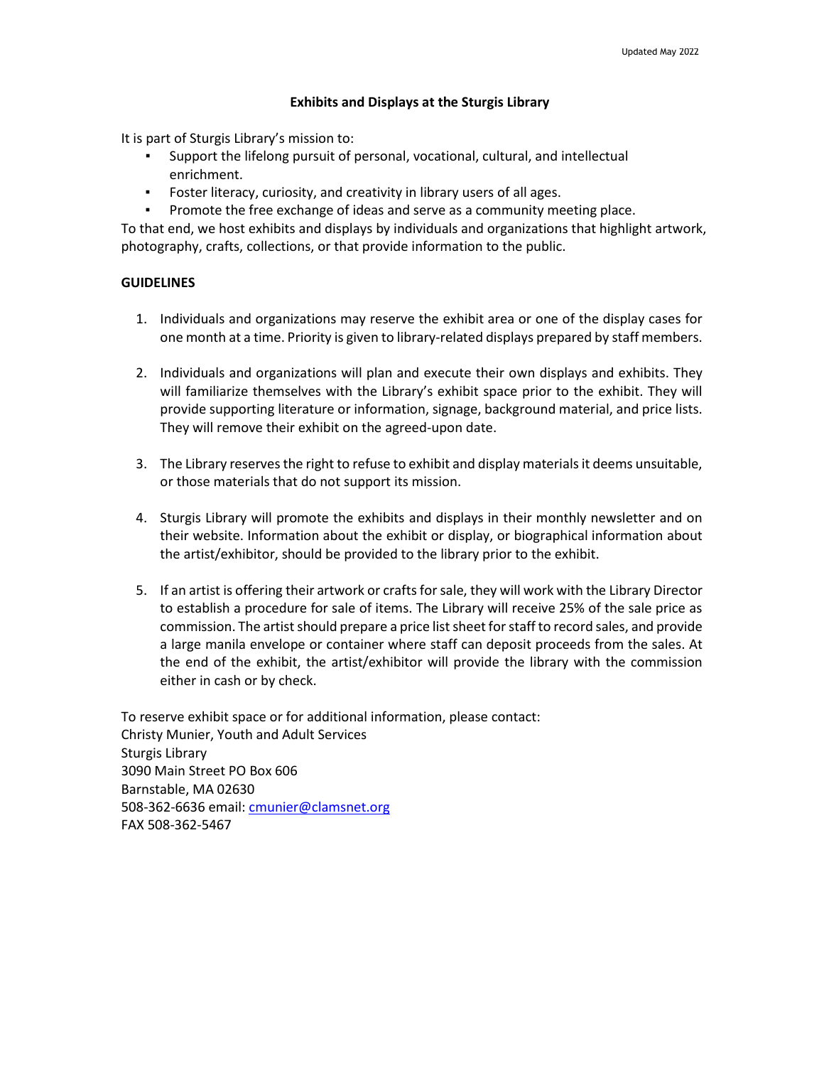Updated May 2022

# Exhibits and Displays at the Sturgis Library

It is part of Sturgis Library's mission to:

- Support the lifelong pursuit of personal, vocational, cultural, and intellectual enrichment.
- Foster literacy, curiosity, and creativity in library users of all ages.
- Promote the free exchange of ideas and serve as a community meeting place.

To that end, we host exhibits and displays by individuals and organizations that highlight artwork, photography, crafts, collections, or that provide information to the public.

## GUIDELINES

1. Individuals and organizations may reserve the exhibit area or one of the display cases for one month at a time. Priority is given to library-related displays prepared by staff members.

2. Individuals and organizations will plan and execute their own displays and exhibits. They will familiarize themselves with the Library's exhibit space prior to the exhibit. They will provide supporting literature or information, signage, background material, and price lists. They will remove their exhibit on the agreed-upon date.

3. The Library reserves the right to refuse to exhibit and display materials it deems unsuitable, or those materials that do not support its mission.

4. Sturgis Library will promote the exhibits and displays in their monthly newsletter and on their website. Information about the exhibit or display, or biographical information about the artist/exhibitor, should be provided to the library prior to the exhibit.

5. If an artist is offering their artwork or crafts for sale, they will work with the Library Director to establish a procedure for sale of items. The Library will receive 25% of the sale price as commission. The artist should prepare a price list sheet for staff to record sales, and provide a large manila envelope or container where staff can deposit proceeds from the sales. At the end of the exhibit, the artist/exhibitor will provide the library with the commission either in cash or by check.

To reserve exhibit space or for additional information, please contact:
Christy Munier, Youth and Adult Services
Sturgis Library
3090 Main Street PO Box 606
Barnstable, MA 02630
508-362-6636 email: cmunier@clamsnet.org
FAX 508-362-5467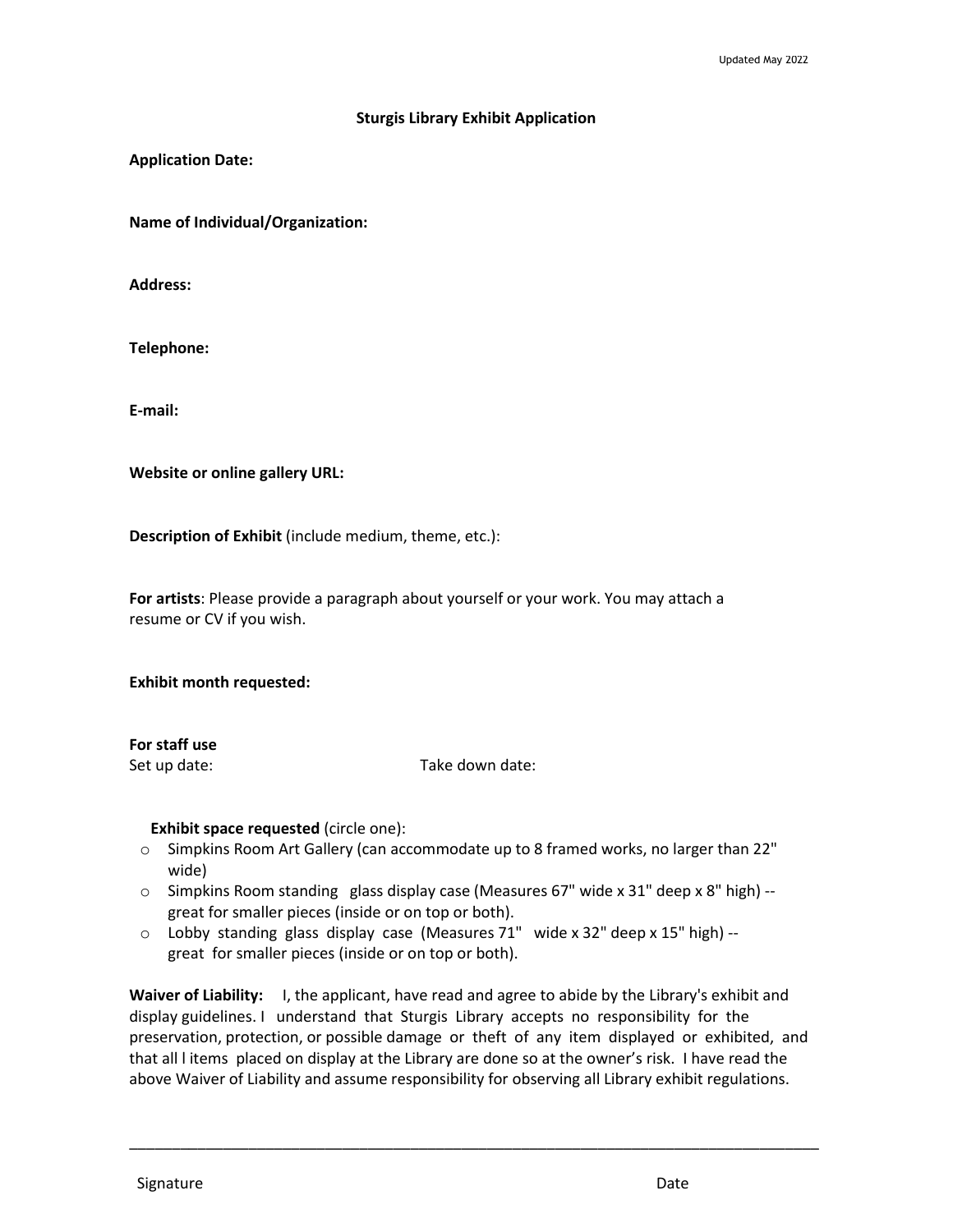Updated May 2022

## Sturgis Library Exhibit Application

**Application Date:**

**Name of Individual/Organization:**

**Address:**

**Telephone:**

**E-mail:**

**Website or online gallery URL:**

**Description of Exhibit** (include medium, theme, etc.):

**For artists**: Please provide a paragraph about yourself or your work. You may attach a resume or CV if you wish.

**Exhibit month requested:**

**For staff use**

Set up date: Take down date:

**Exhibit space requested** (circle one):

- Simpkins Room Art Gallery (can accommodate up to 8 framed works, no larger than 22" wide)
- Simpkins Room standing glass display case (Measures 67" wide x 31" deep x 8" high) -- great for smaller pieces (inside or on top or both).
- Lobby standing glass display case (Measures 71" wide x 32" deep x 15" high) -- great for smaller pieces (inside or on top or both).

**Waiver of Liability:** I, the applicant, have read and agree to abide by the Library's exhibit and display guidelines. I understand that Sturgis Library accepts no responsibility for the preservation, protection, or possible damage or theft of any item displayed or exhibited, and that all l items placed on display at the Library are done so at the owner's risk. I have read the above Waiver of Liability and assume responsibility for observing all Library exhibit regulations.

\_\_\_\_\_\_\_\_\_\_\_\_\_\_\_\_\_\_\_\_\_\_\_\_\_\_\_\_\_\_\_\_\_\_\_\_\_\_\_\_\_\_\_\_\_\_\_\_\_\_\_\_\_\_\_\_\_\_\_\_\_\_\_\_\_\_\_\_\_\_\_\_

Signature Date